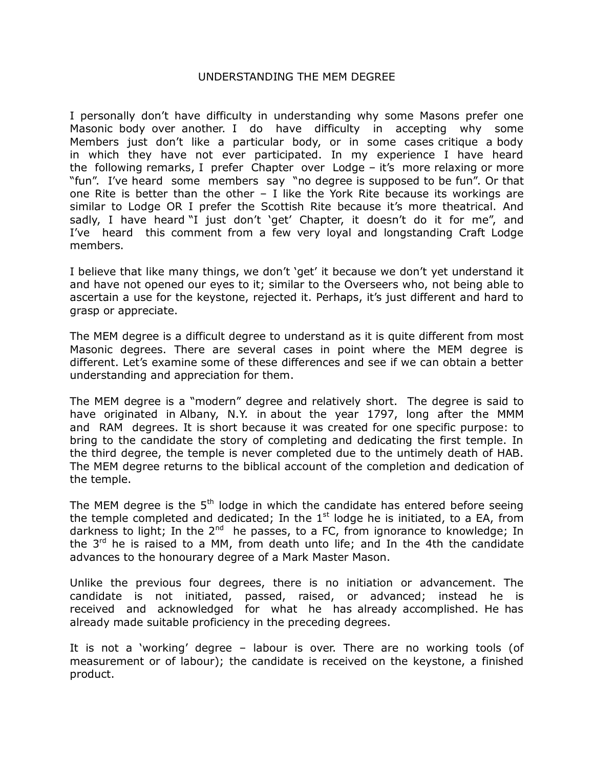# UNDERSTANDING THE MEM DEGREE

I personally don't have difficulty in understanding why some Masons prefer one Masonic body over another. I do have difficulty in accepting why some Members just don't like a particular body, or in some cases critique a body in which they have not ever participated. In my experience I have heard the following remarks, I prefer Chapter over Lodge – it's more relaxing or more "fun". I've heard some members say "no degree is supposed to be fun". Or that one Rite is better than the other – I like the York Rite because its workings are similar to Lodge OR I prefer the Scottish Rite because it's more theatrical. And sadly, I have heard "I just don't 'get' Chapter, it doesn't do it for me", and I've heard this comment from a few very loyal and longstanding Craft Lodge members.

I believe that like many things, we don't 'get' it because we don't yet understand it and have not opened our eyes to it; similar to the Overseers who, not being able to ascertain a use for the keystone, rejected it. Perhaps, it's just different and hard to grasp or appreciate.

The MEM degree is a difficult degree to understand as it is quite different from most Masonic degrees. There are several cases in point where the MEM degree is different. Let's examine some of these differences and see if we can obtain a better understanding and appreciation for them.

The MEM degree is a "modern" degree and relatively short. The degree is said to have originated in Albany, N.Y. in about the year 1797, long after the MMM and RAM degrees. It is short because it was created for one specific purpose: to bring to the candidate the story of completing and dedicating the first temple. In the third degree, the temple is never completed due to the untimely death of HAB. The MEM degree returns to the biblical account of the completion and dedication of the temple.

The MEM degree is the 5th lodge in which the candidate has entered before seeing the temple completed and dedicated; In the 1st lodge he is initiated, to a EA, from darkness to light; In the 2nd he passes, to a FC, from ignorance to knowledge; In the 3rd he is raised to a MM, from death unto life; and In the 4th the candidate advances to the honourary degree of a Mark Master Mason.

Unlike the previous four degrees, there is no initiation or advancement. The candidate is not initiated, passed, raised, or advanced; instead he is received and acknowledged for what he has already accomplished. He has already made suitable proficiency in the preceding degrees.

It is not a 'working' degree – labour is over. There are no working tools (of measurement or of labour); the candidate is received on the keystone, a finished product.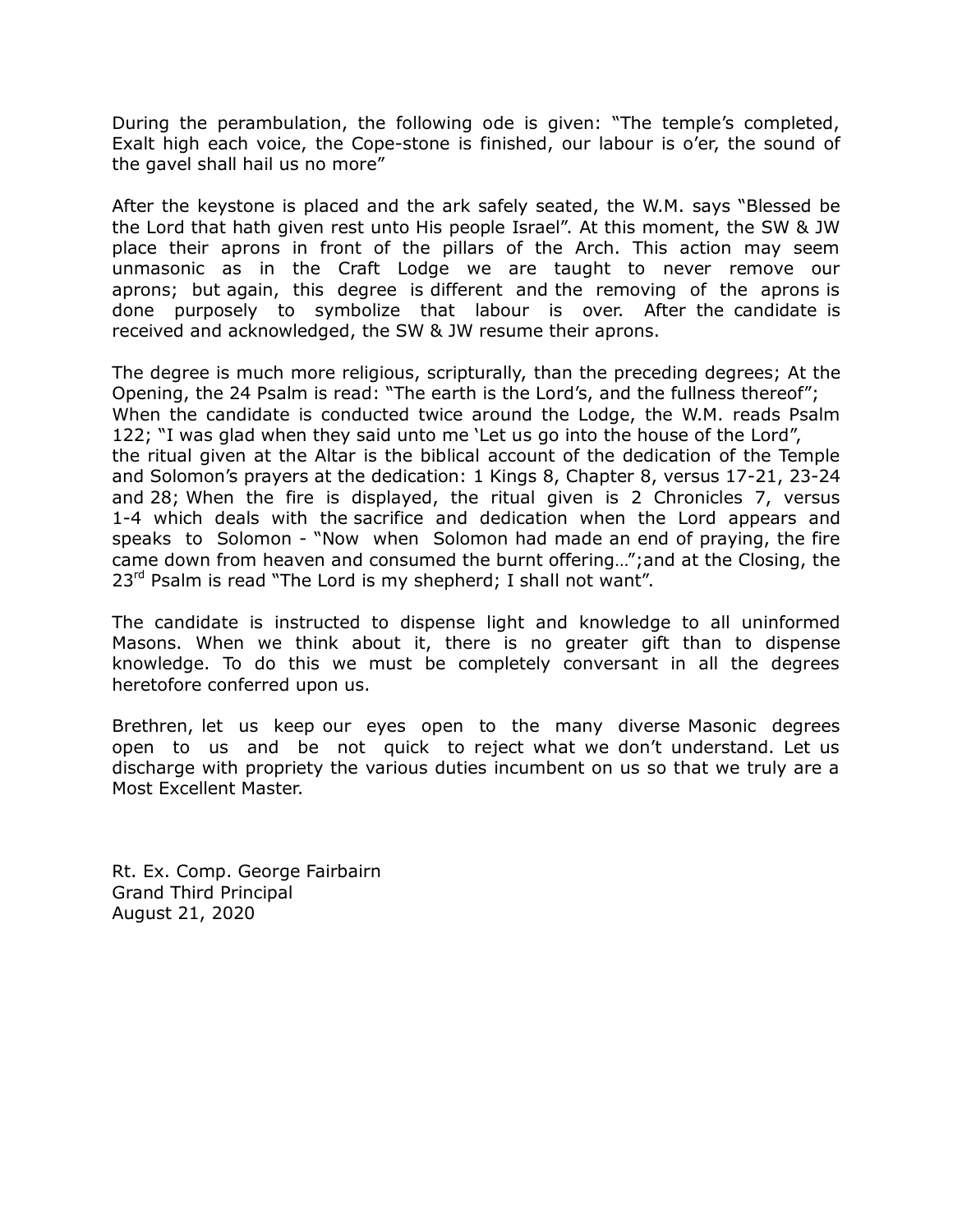During the perambulation, the following ode is given: "The temple's completed, Exalt high each voice, the Cope-stone is finished, our labour is o'er, the sound of the gavel shall hail us no more"

After the keystone is placed and the ark safely seated, the W.M. says "Blessed be the Lord that hath given rest unto His people Israel". At this moment, the SW & JW place their aprons in front of the pillars of the Arch. This action may seem unmasonic as in the Craft Lodge we are taught to never remove our aprons; but again, this degree is different and the removing of the aprons is done purposely to symbolize that labour is over. After the candidate is received and acknowledged, the SW & JW resume their aprons.

The degree is much more religious, scripturally, than the preceding degrees; At the Opening, the 24 Psalm is read: "The earth is the Lord's, and the fullness thereof"; When the candidate is conducted twice around the Lodge, the W.M. reads Psalm 122; "I was glad when they said unto me 'Let us go into the house of the Lord", the ritual given at the Altar is the biblical account of the dedication of the Temple and Solomon's prayers at the dedication: 1 Kings 8, Chapter 8, versus 17-21, 23-24 and 28; When the fire is displayed, the ritual given is 2 Chronicles 7, versus 1-4 which deals with the sacrifice and dedication when the Lord appears and speaks to Solomon - "Now when Solomon had made an end of praying, the fire came down from heaven and consumed the burnt offering…";and at the Closing, the 23rd Psalm is read "The Lord is my shepherd; I shall not want".

The candidate is instructed to dispense light and knowledge to all uninformed Masons. When we think about it, there is no greater gift than to dispense knowledge. To do this we must be completely conversant in all the degrees heretofore conferred upon us.

Brethren, let us keep our eyes open to the many diverse Masonic degrees open to us and be not quick to reject what we don't understand. Let us discharge with propriety the various duties incumbent on us so that we truly are a Most Excellent Master.

Rt. Ex. Comp. George Fairbairn
Grand Third Principal
August 21, 2020